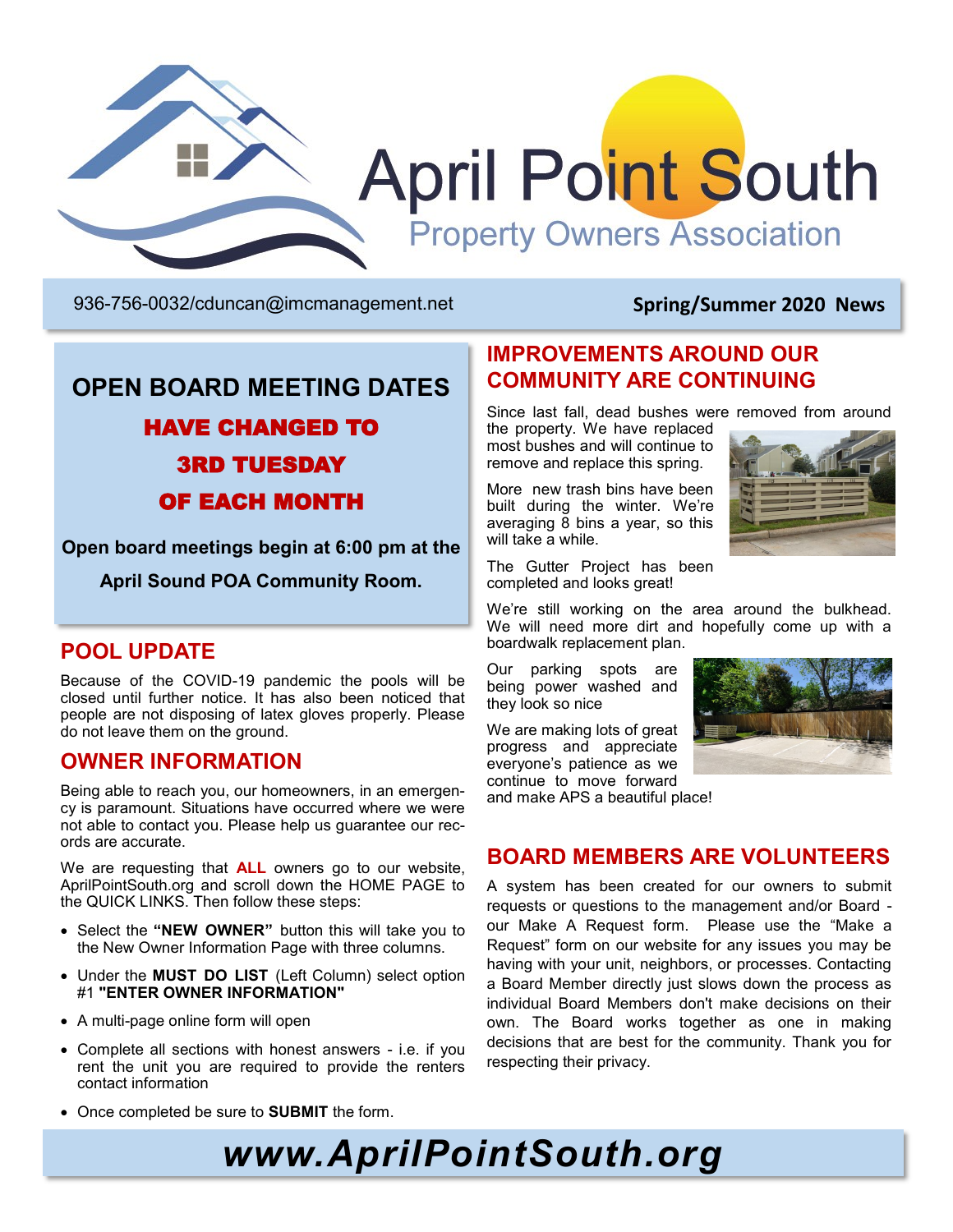# April Point South

## Property Owners Association

936-756-0032/cduncan@imcmanagement.net

**Spring/Summer 2020 News**

## OPEN BOARD MEETING DATES

### HAVE CHANGED TO 3RD TUESDAY OF EACH MONTH

**Open board meetings begin at 6:00 pm at the April Sound POA Community Room.**

## POOL UPDATE

Because of the COVID-19 pandemic the pools will be closed until further notice. It has also been noticed that people are not disposing of latex gloves properly. Please do not leave them on the ground.

## OWNER INFORMATION

Being able to reach you, our homeowners, in an emergency is paramount. Situations have occurred where we were not able to contact you. Please help us guarantee our records are accurate.

We are requesting that **ALL** owners go to our website, AprilPointSouth.org and scroll down the HOME PAGE to the QUICK LINKS. Then follow these steps:

- Select the **"NEW OWNER"** button this will take you to the New Owner Information Page with three columns.
- Under the **MUST DO LIST** (Left Column) select option #1 **"ENTER OWNER INFORMATION"**
- A multi-page online form will open
- Complete all sections with honest answers - i.e. if you rent the unit you are required to provide the renters contact information
- Once completed be sure to **SUBMIT** the form.

## IMPROVEMENTS AROUND OUR COMMUNITY ARE CONTINUING

Since last fall, dead bushes were removed from around the property. We have replaced most bushes and will continue to remove and replace this spring.

More new trash bins have been built during the winter. We're averaging 8 bins a year, so this will take a while.

The Gutter Project has been completed and looks great!

We're still working on the area around the bulkhead. We will need more dirt and hopefully come up with a boardwalk replacement plan.

Our parking spots are being power washed and they look so nice

We are making lots of great progress and appreciate everyone's patience as we continue to move forward and make APS a beautiful place!

## BOARD MEMBERS ARE VOLUNTEERS

A system has been created for our owners to submit requests or questions to the management and/or Board - our Make A Request form. Please use the "Make a Request" form on our website for any issues you may be having with your unit, neighbors, or processes. Contacting a Board Member directly just slows down the process as individual Board Members don't make decisions on their own. The Board works together as one in making decisions that are best for the community. Thank you for respecting their privacy.

***www.AprilPointSouth.org***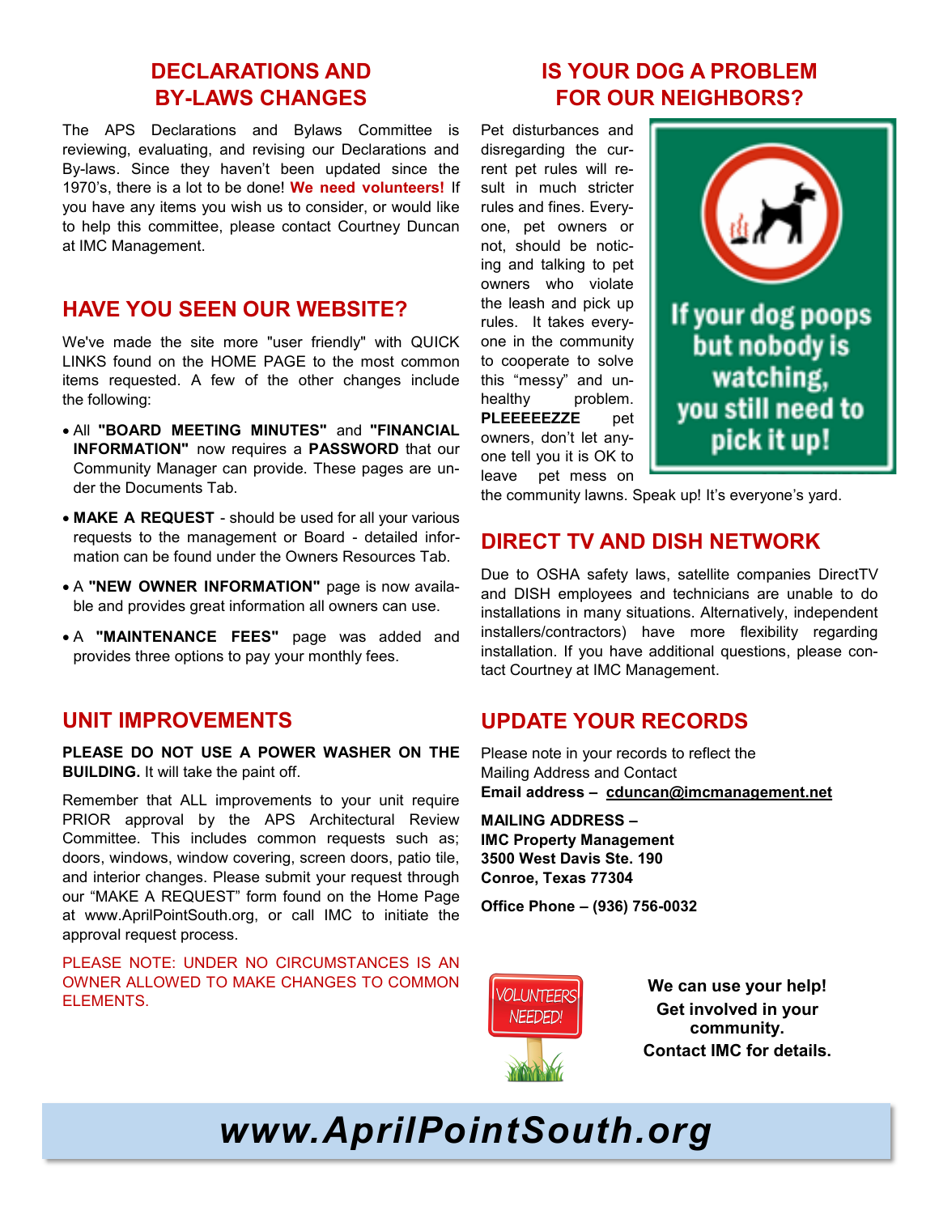## DECLARATIONS AND BY-LAWS CHANGES

The APS Declarations and Bylaws Committee is reviewing, evaluating, and revising our Declarations and By-laws. Since they haven't been updated since the 1970's, there is a lot to be done! **We need volunteers!** If you have any items you wish us to consider, or would like to help this committee, please contact Courtney Duncan at IMC Management.

## HAVE YOU SEEN OUR WEBSITE?

We've made the site more "user friendly" with QUICK LINKS found on the HOME PAGE to the most common items requested. A few of the other changes include the following:

- All **"BOARD MEETING MINUTES"** and **"FINANCIAL INFORMATION"** now requires a **PASSWORD** that our Community Manager can provide. These pages are under the Documents Tab.
- **MAKE A REQUEST** - should be used for all your various requests to the management or Board - detailed information can be found under the Owners Resources Tab.
- A **"NEW OWNER INFORMATION"** page is now available and provides great information all owners can use.
- A **"MAINTENANCE FEES"** page was added and provides three options to pay your monthly fees.

## UNIT IMPROVEMENTS

**PLEASE DO NOT USE A POWER WASHER ON THE BUILDING.** It will take the paint off.

Remember that ALL improvements to your unit require PRIOR approval by the APS Architectural Review Committee. This includes common requests such as; doors, windows, window covering, screen doors, patio tile, and interior changes. Please submit your request through our "MAKE A REQUEST" form found on the Home Page at www.AprilPointSouth.org, or call IMC to initiate the approval request process.

PLEASE NOTE: UNDER NO CIRCUMSTANCES IS AN OWNER ALLOWED TO MAKE CHANGES TO COMMON ELEMENTS.

## IS YOUR DOG A PROBLEM FOR OUR NEIGHBORS?

If your dog poops but nobody is watching, you still need to pick it up!

Pet disturbances and disregarding the current pet rules will result in much stricter rules and fines. Everyone, pet owners or not, should be noticing and talking to pet owners who violate the leash and pick up rules. It takes everyone in the community to cooperate to solve this "messy" and unhealthy problem. **PLEEEEEZZE** pet owners, don't let anyone tell you it is OK to leave pet mess on the community lawns. Speak up! It's everyone's yard.

## DIRECT TV AND DISH NETWORK

Due to OSHA safety laws, satellite companies DirectTV and DISH employees and technicians are unable to do installations in many situations. Alternatively, independent installers/contractors) have more flexibility regarding installation. If you have additional questions, please contact Courtney at IMC Management.

## UPDATE YOUR RECORDS

Please note in your records to reflect the Mailing Address and Contact
**Email address – cduncan@imcmanagement.net**

**MAILING ADDRESS –**
**IMC Property Management**
**3500 West Davis Ste. 190**
**Conroe, Texas 77304**

**Office Phone – (936) 756-0032**

VOLUNTEERS NEEDED!

**We can use your help!**
**Get involved in your community.**
**Contact IMC for details.**

***www.AprilPointSouth.org***